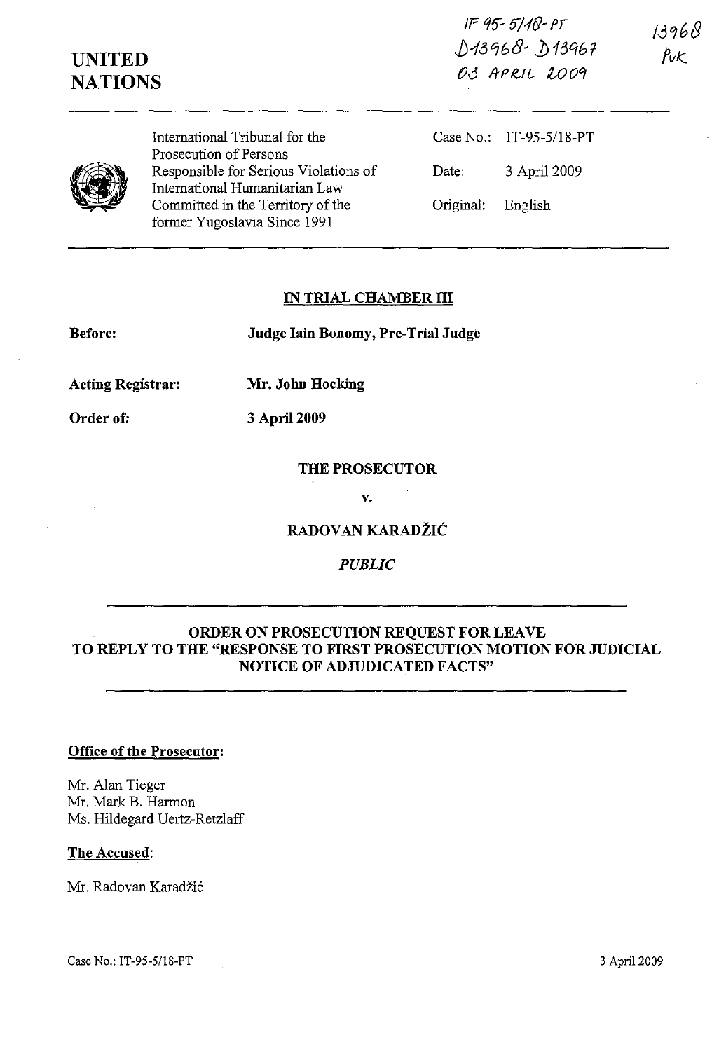IT-95-5/18-PT
D13968 - D13967
03 APRIL 2009

13968
PvK

**UNITED NATIONS**

International Tribunal for the Prosecution of Persons Responsible for Serious Violations of International Humanitarian Law Committed in the Territory of the former Yugoslavia Since 1991

Case No.: IT-95-5/18-PT

Date: 3 April 2009

Original: English

**IN TRIAL CHAMBER III**

**Before:** **Judge Iain Bonomy, Pre-Trial Judge**

**Acting Registrar:** **Mr. John Hocking**

**Order of:** **3 April 2009**

**THE PROSECUTOR**

**v.**

**RADOVAN KARADŽIĆ**

***PUBLIC***

**ORDER ON PROSECUTION REQUEST FOR LEAVE TO REPLY TO THE "RESPONSE TO FIRST PROSECUTION MOTION FOR JUDICIAL NOTICE OF ADJUDICATED FACTS"**

**Office of the Prosecutor:**

Mr. Alan Tieger
Mr. Mark B. Harmon
Ms. Hildegard Uertz-Retzlaff

**The Accused:**

Mr. Radovan Karadžić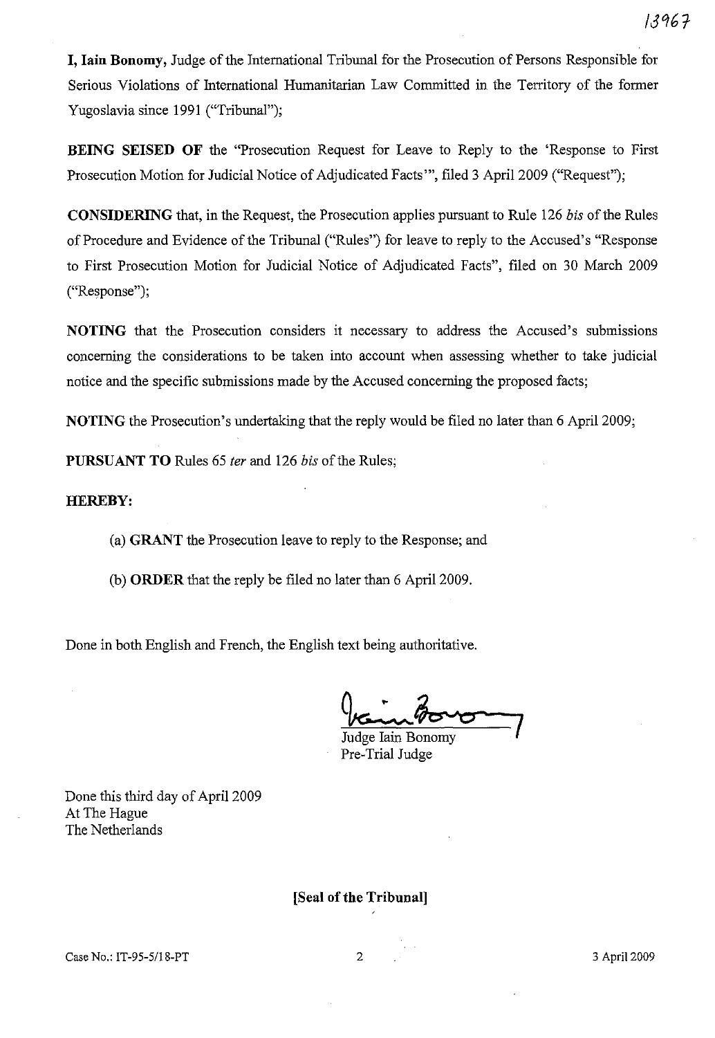**I, Iain Bonomy,** Judge of the International Tribunal for the Prosecution of Persons Responsible for Serious Violations of International Humanitarian Law Committed in the Territory of the former Yugoslavia since 1991 ("Tribunal");

**BEING SEISED OF** the "Prosecution Request for Leave to Reply to the 'Response to First Prosecution Motion for Judicial Notice of Adjudicated Facts'", filed 3 April 2009 ("Request");

**CONSIDERING** that, in the Request, the Prosecution applies pursuant to Rule 126 *bis* of the Rules of Procedure and Evidence of the Tribunal ("Rules") for leave to reply to the Accused's "Response to First Prosecution Motion for Judicial Notice of Adjudicated Facts", filed on 30 March 2009 ("Response");

**NOTING** that the Prosecution considers it necessary to address the Accused's submissions concerning the considerations to be taken into account when assessing whether to take judicial notice and the specific submissions made by the Accused concerning the proposed facts;

**NOTING** the Prosecution's undertaking that the reply would be filed no later than 6 April 2009;

**PURSUANT TO** Rules 65 *ter* and 126 *bis* of the Rules;

**HEREBY:**

(a) **GRANT** the Prosecution leave to reply to the Response; and

(b) **ORDER** that the reply be filed no later than 6 April 2009.

Done in both English and French, the English text being authoritative.

Judge Iain Bonomy
Pre-Trial Judge

Done this third day of April 2009
At The Hague
The Netherlands

**[Seal of the Tribunal]**